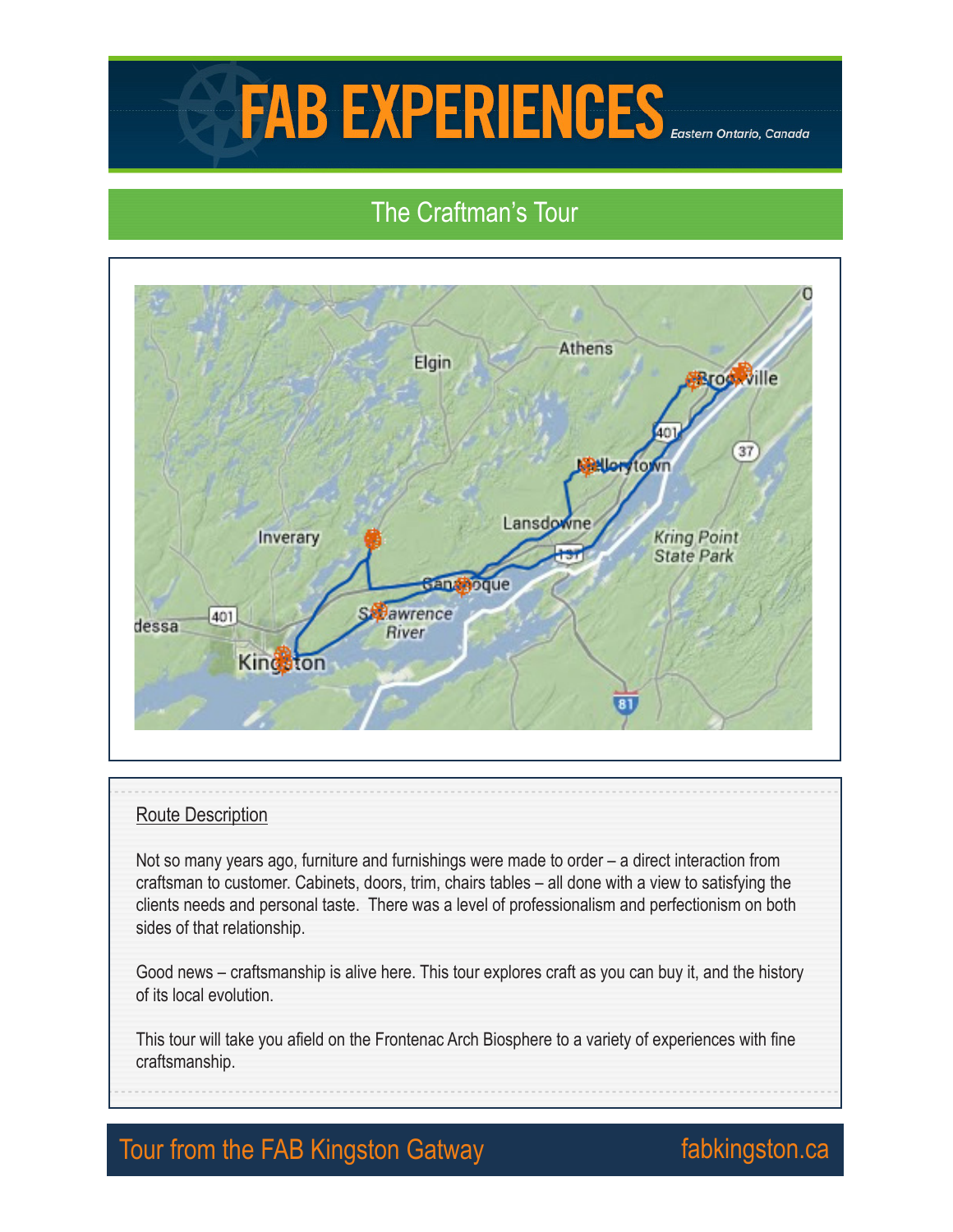# FAB EXPERIENCES

*Eastern Ontario, Canada*

## The Craftman's Tour

### Route Description

Not so many years ago, furniture and furnishings were made to order – a direct interaction from craftsman to customer. Cabinets, doors, trim, chairs tables – all done with a view to satisfying the clients needs and personal taste. There was a level of professionalism and perfectionism on both sides of that relationship.

Good news – craftsmanship is alive here. This tour explores craft as you can buy it, and the history of its local evolution.

This tour will take you afield on the Frontenac Arch Biosphere to a variety of experiences with fine craftsmanship.

Tour from the FAB Kingston Gatway fabkingston.ca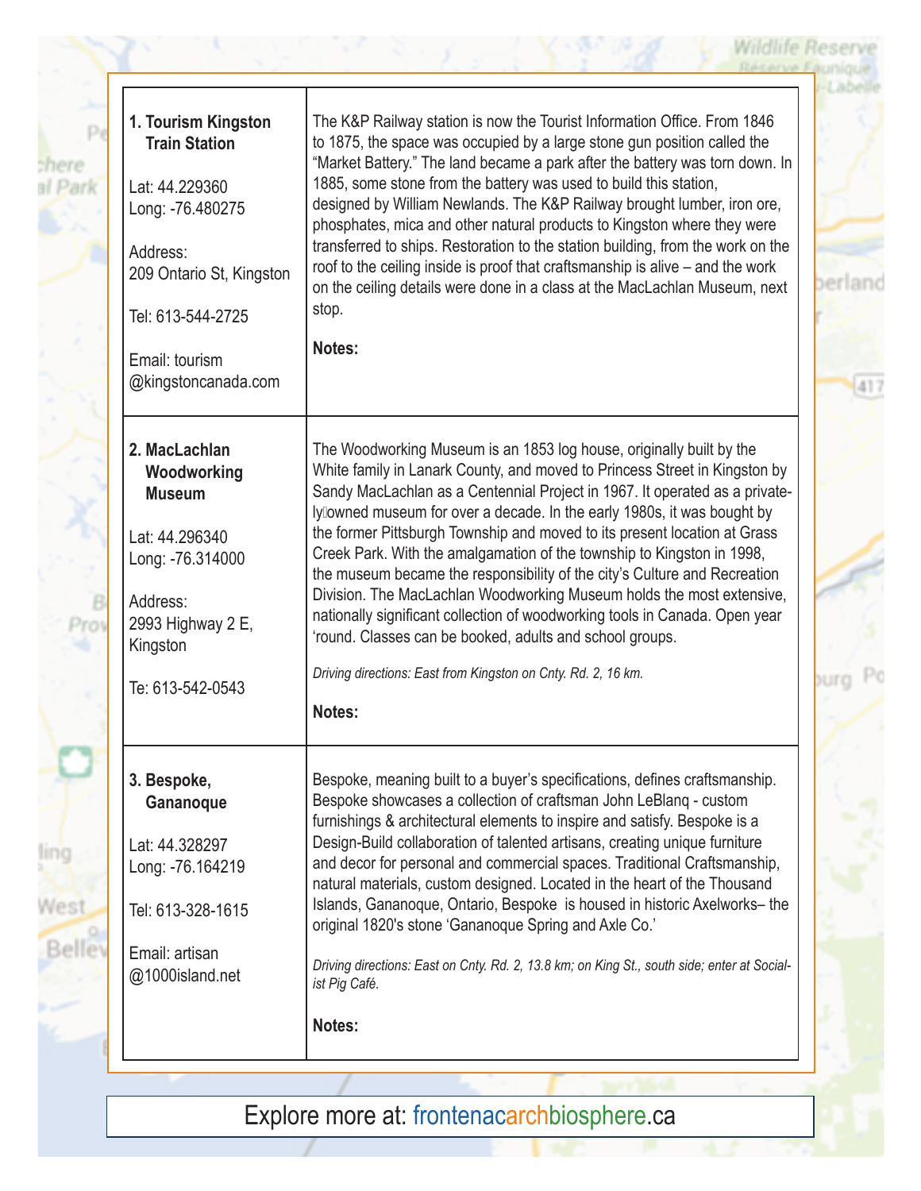| | |
|---|---|
| **1. Tourism Kingston Train Station**<br><br>Lat: 44.229360<br>Long: -76.480275<br><br>Address:<br>209 Ontario St, Kingston<br><br>Tel: 613-544-2725<br><br>Email: tourism @kingstoncanada.com | The K&P Railway station is now the Tourist Information Office. From 1846 to 1875, the space was occupied by a large stone gun position called the "Market Battery." The land became a park after the battery was torn down. In 1885, some stone from the battery was used to build this station, designed by William Newlands. The K&P Railway brought lumber, iron ore, phosphates, mica and other natural products to Kingston where they were transferred to ships. Restoration to the station building, from the work on the roof to the ceiling inside is proof that craftsmanship is alive – and the work on the ceiling details were done in a class at the MacLachlan Museum, next stop.<br><br>**Notes:** |
| **2. MacLachlan Woodworking Museum**<br><br>Lat: 44.296340<br>Long: -76.314000<br><br>Address:<br>2993 Highway 2 E, Kingston<br><br>Te: 613-542-0543 | The Woodworking Museum is an 1853 log house, originally built by the White family in Lanark County, and moved to Princess Street in Kingston by Sandy MacLachlan as a Centennial Project in 1967. It operated as a privately owned museum for over a decade. In the early 1980s, it was bought by the former Pittsburgh Township and moved to its present location at Grass Creek Park. With the amalgamation of the township to Kingston in 1998, the museum became the responsibility of the city's Culture and Recreation Division. The MacLachlan Woodworking Museum holds the most extensive, nationally significant collection of woodworking tools in Canada. Open year 'round. Classes can be booked, adults and school groups.<br><br>*Driving directions: East from Kingston on Cnty. Rd. 2, 16 km.*<br><br>**Notes:** |
| **3. Bespoke, Gananoque**<br><br>Lat: 44.328297<br>Long: -76.164219<br><br>Tel: 613-328-1615<br><br>Email: artisan @1000island.net | Bespoke, meaning built to a buyer's specifications, defines craftsmanship. Bespoke showcases a collection of craftsman John LeBlanq - custom furnishings & architectural elements to inspire and satisfy. Bespoke is a Design-Build collaboration of talented artisans, creating unique furniture and decor for personal and commercial spaces. Traditional Craftsmanship, natural materials, custom designed. Located in the heart of the Thousand Islands, Gananoque, Ontario, Bespoke is housed in historic Axelworks– the original 1820's stone 'Gananoque Spring and Axle Co.'<br><br>*Driving directions: East on Cnty. Rd. 2, 13.8 km; on King St., south side; enter at Socialist Pig Café.*<br><br>**Notes:** |

Explore more at: frontenacarchbiosphere.ca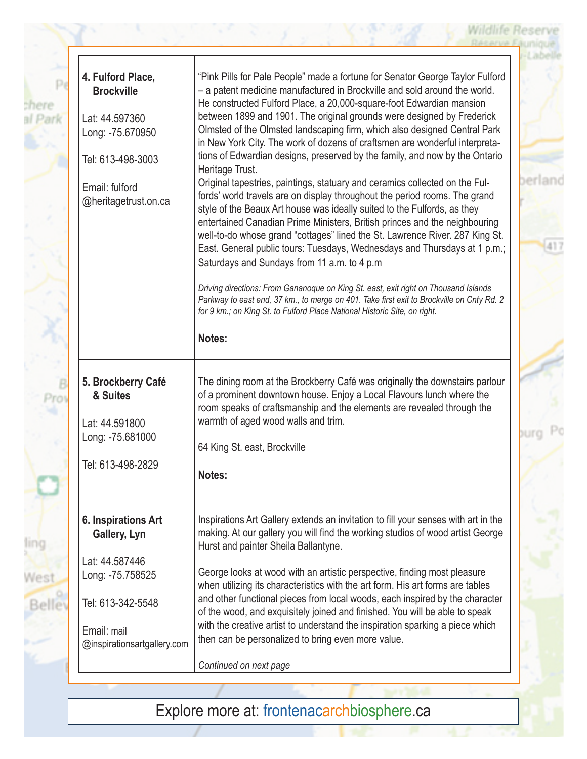| | |
|---|---|
| **4. Fulford Place, Brockville**<br><br>Lat: 44.597360<br>Long: -75.670950<br><br>Tel: 613-498-3003<br><br>Email: fulford@heritagetrust.on.ca | "Pink Pills for Pale People" made a fortune for Senator George Taylor Fulford – a patent medicine manufactured in Brockville and sold around the world. He constructed Fulford Place, a 20,000-square-foot Edwardian mansion between 1899 and 1901. The original grounds were designed by Frederick Olmsted of the Olmsted landscaping firm, which also designed Central Park in New York City. The work of dozens of craftsmen are wonderful interpretations of Edwardian designs, preserved by the family, and now by the Ontario Heritage Trust.<br>Original tapestries, paintings, statuary and ceramics collected on the Fulfords' world travels are on display throughout the period rooms. The grand style of the Beaux Art house was ideally suited to the Fulfords, as they entertained Canadian Prime Ministers, British princes and the neighbouring well-to-do whose grand "cottages" lined the St. Lawrence River. 287 King St. East. General public tours: Tuesdays, Wednesdays and Thursdays at 1 p.m.; Saturdays and Sundays from 11 a.m. to 4 p.m<br><br>*Driving directions: From Gananoque on King St. east, exit right on Thousand Islands Parkway to east end, 37 km., to merge on 401. Take first exit to Brockville on Cnty Rd. 2 for 9 km.; on King St. to Fulford Place National Historic Site, on right.*<br><br>**Notes:** |
| **5. Brockberry Café & Suites**<br><br>Lat: 44.591800<br>Long: -75.681000<br><br>Tel: 613-498-2829 | The dining room at the Brockberry Café was originally the downstairs parlour of a prominent downtown house. Enjoy a Local Flavours lunch where the room speaks of craftsmanship and the elements are revealed through the warmth of aged wood walls and trim.<br><br>64 King St. east, Brockville<br><br>**Notes:** |
| **6. Inspirations Art Gallery, Lyn**<br><br>Lat: 44.587446<br>Long: -75.758525<br><br>Tel: 613-342-5548<br><br>Email: mail@inspirationsartgallery.com | Inspirations Art Gallery extends an invitation to fill your senses with art in the making. At our gallery you will find the working studios of wood artist George Hurst and painter Sheila Ballantyne.<br><br>George looks at wood with an artistic perspective, finding most pleasure when utilizing its characteristics with the art form. His art forms are tables and other functional pieces from local woods, each inspired by the character of the wood, and exquisitely joined and finished. You will be able to speak with the creative artist to understand the inspiration sparking a piece which then can be personalized to bring even more value.<br><br>*Continued on next page* |

Explore more at: frontenacarchbiosphere.ca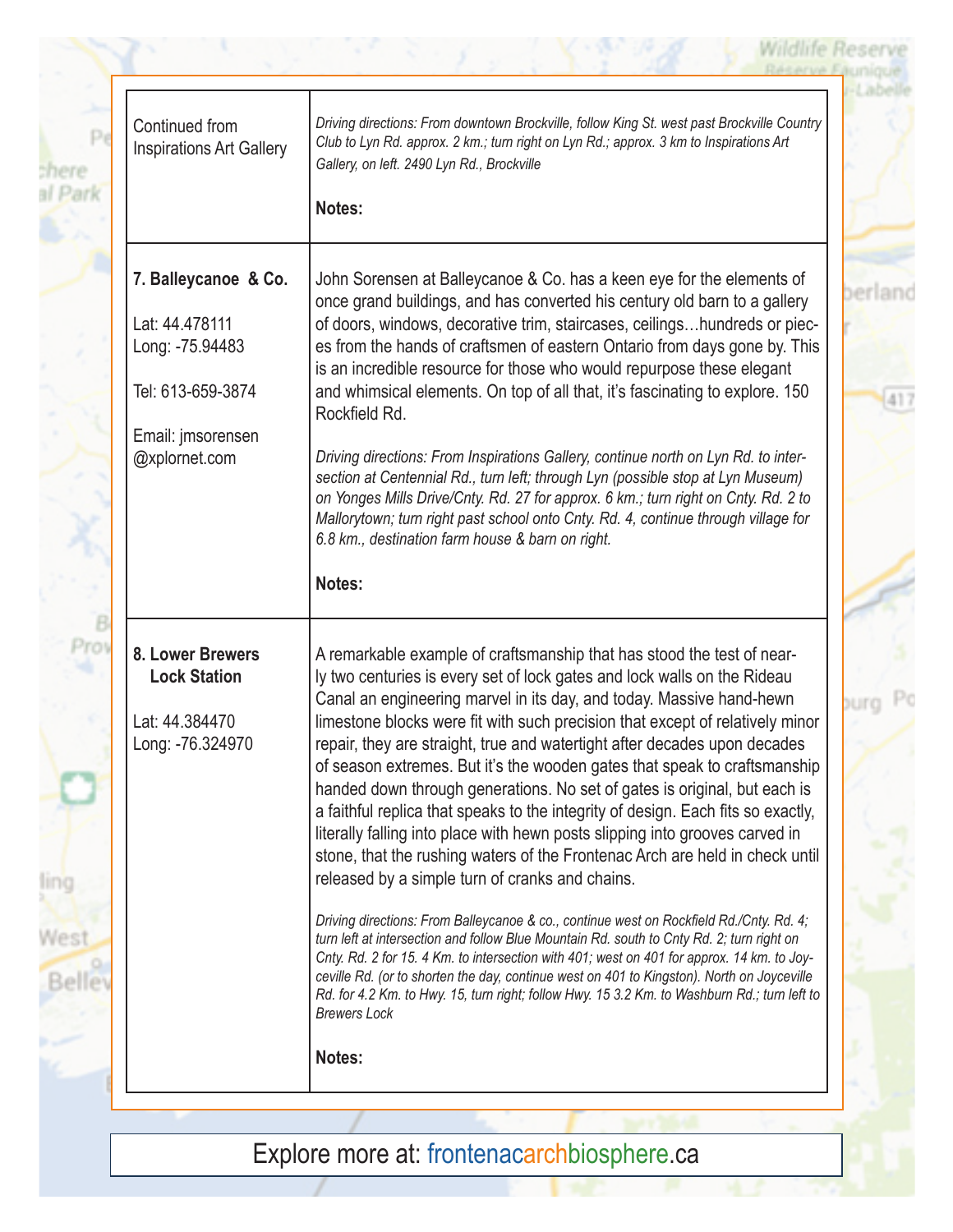| | |
|---|---|
| Continued from Inspirations Art Gallery | *Driving directions: From downtown Brockville, follow King St. west past Brockville Country Club to Lyn Rd. approx. 2 km.; turn right on Lyn Rd.; approx. 3 km to Inspirations Art Gallery, on left. 2490 Lyn Rd., Brockville*<br><br>**Notes:** |
| **7. Balleycanoe & Co.**<br><br>Lat: 44.478111<br>Long: -75.94483<br><br>Tel: 613-659-3874<br><br>Email: jmsorensen@xplornet.com | John Sorensen at Balleycanoe & Co. has a keen eye for the elements of once grand buildings, and has converted his century old barn to a gallery of doors, windows, decorative trim, staircases, ceilings…hundreds or pieces from the hands of craftsmen of eastern Ontario from days gone by. This is an incredible resource for those who would repurpose these elegant and whimsical elements. On top of all that, it's fascinating to explore. 150 Rockfield Rd.<br><br>*Driving directions: From Inspirations Gallery, continue north on Lyn Rd. to intersection at Centennial Rd., turn left; through Lyn (possible stop at Lyn Museum) on Yonges Mills Drive/Cnty. Rd. 27 for approx. 6 km.; turn right on Cnty. Rd. 2 to Mallorytown; turn right past school onto Cnty. Rd. 4, continue through village for 6.8 km., destination farm house & barn on right.*<br><br>**Notes:** |
| **8. Lower Brewers Lock Station**<br><br>Lat: 44.384470<br>Long: -76.324970 | A remarkable example of craftsmanship that has stood the test of nearly two centuries is every set of lock gates and lock walls on the Rideau Canal an engineering marvel in its day, and today. Massive hand-hewn limestone blocks were fit with such precision that except of relatively minor repair, they are straight, true and watertight after decades upon decades of season extremes. But it's the wooden gates that speak to craftsmanship handed down through generations. No set of gates is original, but each is a faithful replica that speaks to the integrity of design. Each fits so exactly, literally falling into place with hewn posts slipping into grooves carved in stone, that the rushing waters of the Frontenac Arch are held in check until released by a simple turn of cranks and chains.<br><br>*Driving directions: From Balleycanoe & co., continue west on Rockfield Rd./Cnty. Rd. 4; turn left at intersection and follow Blue Mountain Rd. south to Cnty Rd. 2; turn right on Cnty. Rd. 2 for 15. 4 Km. to intersection with 401; west on 401 for approx. 14 km. to Joyceville Rd. (or to shorten the day, continue west on 401 to Kingston). North on Joyceville Rd. for 4.2 Km. to Hwy. 15, turn right; follow Hwy. 15 3.2 Km. to Washburn Rd.; turn left to Brewers Lock*<br><br>**Notes:** |

Explore more at: frontenacarchbiosphere.ca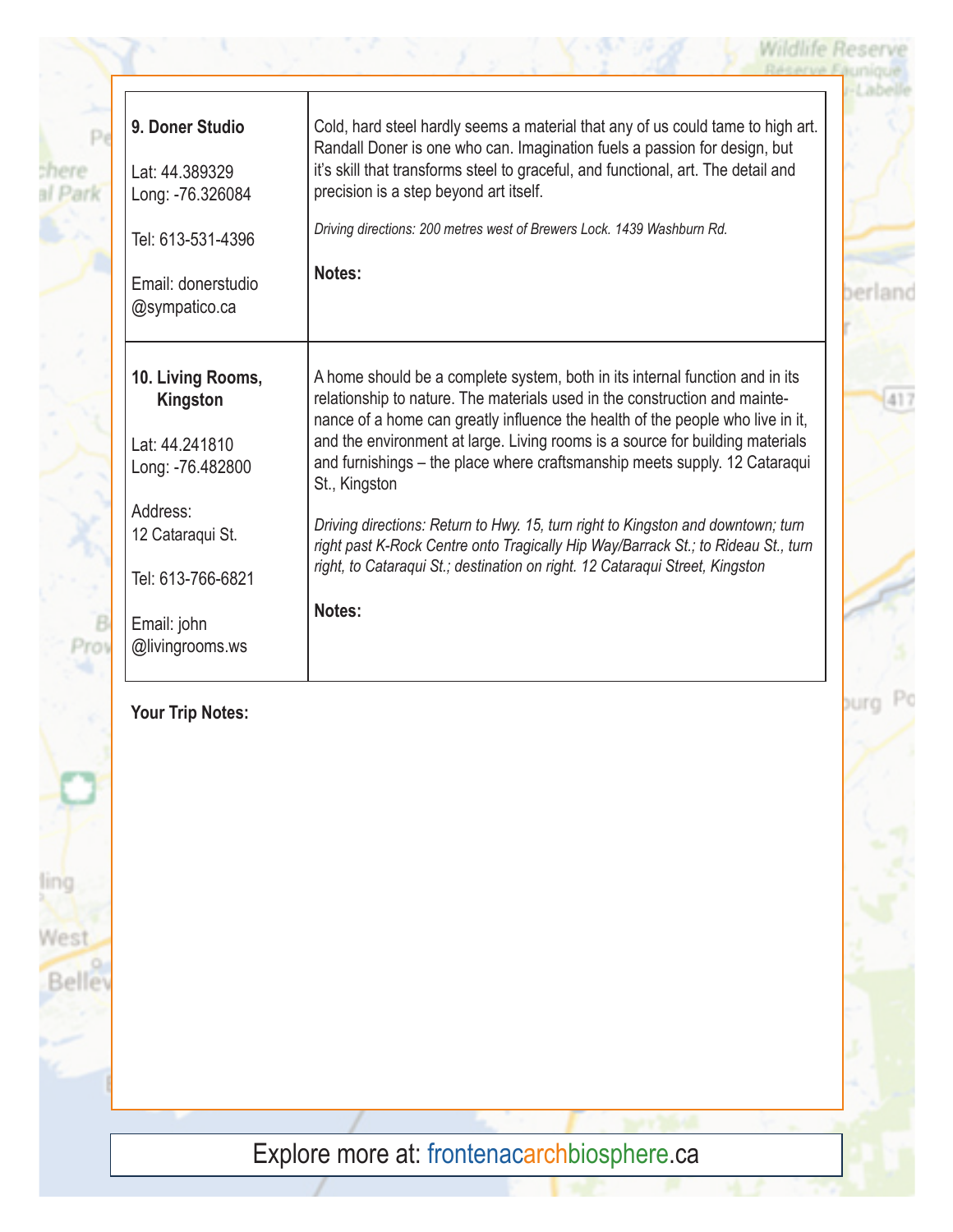| | |
|---|---|
| **9. Doner Studio**<br><br>Lat: 44.389329<br>Long: -76.326084<br><br>Tel: 613-531-4396<br><br>Email: donerstudio<br>@sympatico.ca | Cold, hard steel hardly seems a material that any of us could tame to high art. Randall Doner is one who can. Imagination fuels a passion for design, but it's skill that transforms steel to graceful, and functional, art. The detail and precision is a step beyond art itself.<br><br>*Driving directions: 200 metres west of Brewers Lock. 1439 Washburn Rd.*<br><br>**Notes:** |
| **10. Living Rooms, Kingston**<br><br>Lat: 44.241810<br>Long: -76.482800<br><br>Address:<br>12 Cataraqui St.<br><br>Tel: 613-766-6821<br><br>Email: john<br>@livingrooms.ws | A home should be a complete system, both in its internal function and in its relationship to nature. The materials used in the construction and maintenance of a home can greatly influence the health of the people who live in it, and the environment at large. Living rooms is a source for building materials and furnishings – the place where craftsmanship meets supply. 12 Cataraqui St., Kingston<br><br>*Driving directions: Return to Hwy. 15, turn right to Kingston and downtown; turn right past K-Rock Centre onto Tragically Hip Way/Barrack St.; to Rideau St., turn right, to Cataraqui St.; destination on right. 12 Cataraqui Street, Kingston*<br><br>**Notes:** |

**Your Trip Notes:**

Explore more at: frontenacarchbiosphere.ca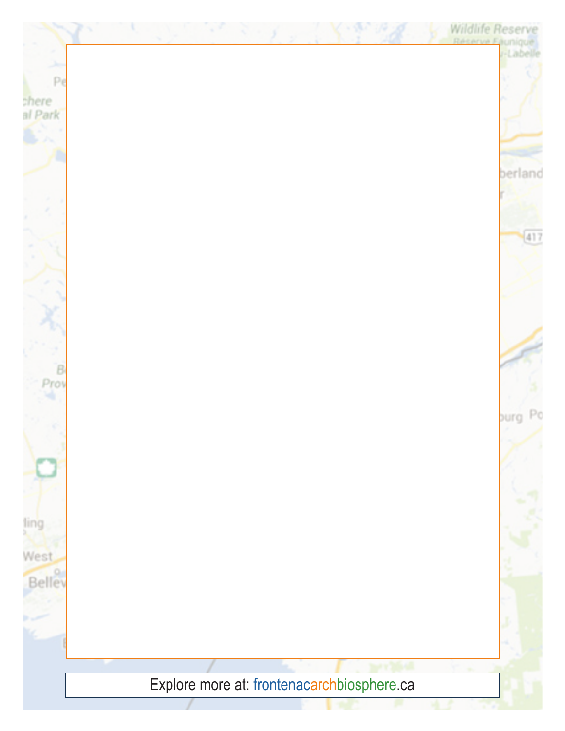Explore more at: frontenacarchbiosphere.ca